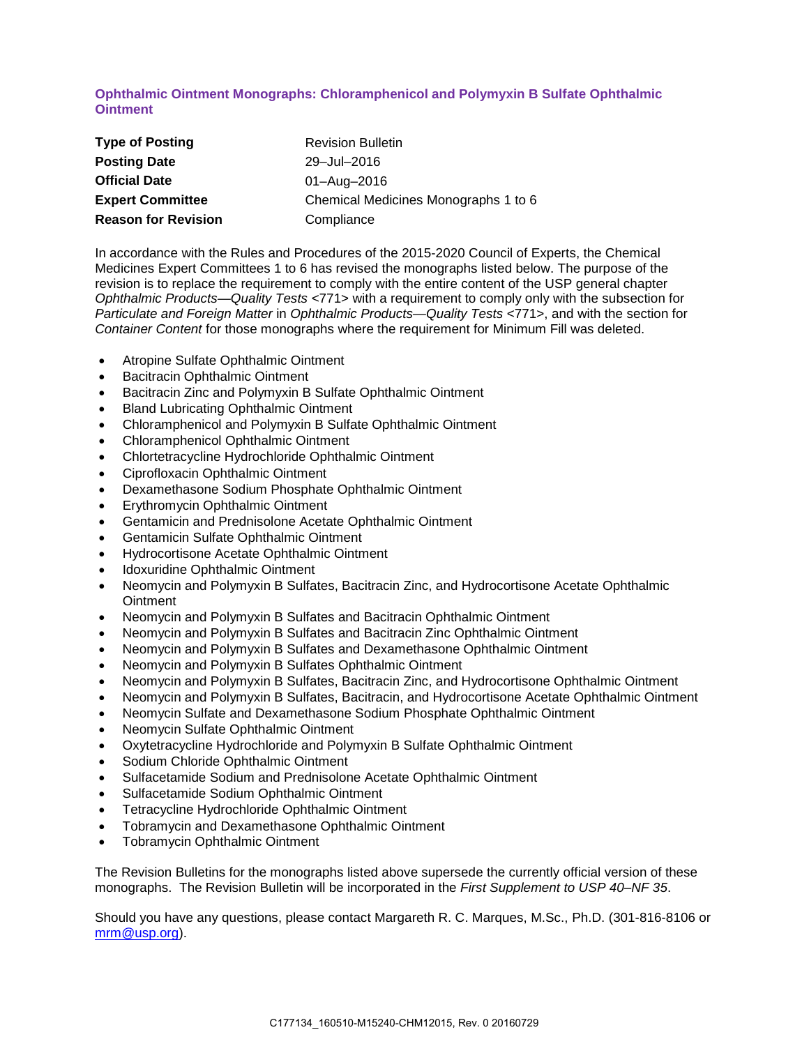## Ophthalmic Ointment Monographs: Chloramphenicol and Polymyxin B Sulfate Ophthalmic Ointment

| | |
|---|---|
| **Type of Posting** | Revision Bulletin |
| **Posting Date** | 29–Jul–2016 |
| **Official Date** | 01–Aug–2016 |
| **Expert Committee** | Chemical Medicines Monographs 1 to 6 |
| **Reason for Revision** | Compliance |

In accordance with the Rules and Procedures of the 2015-2020 Council of Experts, the Chemical Medicines Expert Committees 1 to 6 has revised the monographs listed below. The purpose of the revision is to replace the requirement to comply with the entire content of the USP general chapter *Ophthalmic Products—Quality Tests* <771> with a requirement to comply only with the subsection for *Particulate and Foreign Matter* in *Ophthalmic Products—Quality Tests* <771>, and with the section for *Container Content* for those monographs where the requirement for Minimum Fill was deleted.

- Atropine Sulfate Ophthalmic Ointment
- Bacitracin Ophthalmic Ointment
- Bacitracin Zinc and Polymyxin B Sulfate Ophthalmic Ointment
- Bland Lubricating Ophthalmic Ointment
- Chloramphenicol and Polymyxin B Sulfate Ophthalmic Ointment
- Chloramphenicol Ophthalmic Ointment
- Chlortetracycline Hydrochloride Ophthalmic Ointment
- Ciprofloxacin Ophthalmic Ointment
- Dexamethasone Sodium Phosphate Ophthalmic Ointment
- Erythromycin Ophthalmic Ointment
- Gentamicin and Prednisolone Acetate Ophthalmic Ointment
- Gentamicin Sulfate Ophthalmic Ointment
- Hydrocortisone Acetate Ophthalmic Ointment
- Idoxuridine Ophthalmic Ointment
- Neomycin and Polymyxin B Sulfates, Bacitracin Zinc, and Hydrocortisone Acetate Ophthalmic Ointment
- Neomycin and Polymyxin B Sulfates and Bacitracin Ophthalmic Ointment
- Neomycin and Polymyxin B Sulfates and Bacitracin Zinc Ophthalmic Ointment
- Neomycin and Polymyxin B Sulfates and Dexamethasone Ophthalmic Ointment
- Neomycin and Polymyxin B Sulfates Ophthalmic Ointment
- Neomycin and Polymyxin B Sulfates, Bacitracin Zinc, and Hydrocortisone Ophthalmic Ointment
- Neomycin and Polymyxin B Sulfates, Bacitracin, and Hydrocortisone Acetate Ophthalmic Ointment
- Neomycin Sulfate and Dexamethasone Sodium Phosphate Ophthalmic Ointment
- Neomycin Sulfate Ophthalmic Ointment
- Oxytetracycline Hydrochloride and Polymyxin B Sulfate Ophthalmic Ointment
- Sodium Chloride Ophthalmic Ointment
- Sulfacetamide Sodium and Prednisolone Acetate Ophthalmic Ointment
- Sulfacetamide Sodium Ophthalmic Ointment
- Tetracycline Hydrochloride Ophthalmic Ointment
- Tobramycin and Dexamethasone Ophthalmic Ointment
- Tobramycin Ophthalmic Ointment

The Revision Bulletins for the monographs listed above supersede the currently official version of these monographs. The Revision Bulletin will be incorporated in the *First Supplement to USP 40–NF 35*.

Should you have any questions, please contact Margareth R. C. Marques, M.Sc., Ph.D. (301-816-8106 or mrm@usp.org).

C177134_160510-M15240-CHM12015, Rev. 0 20160729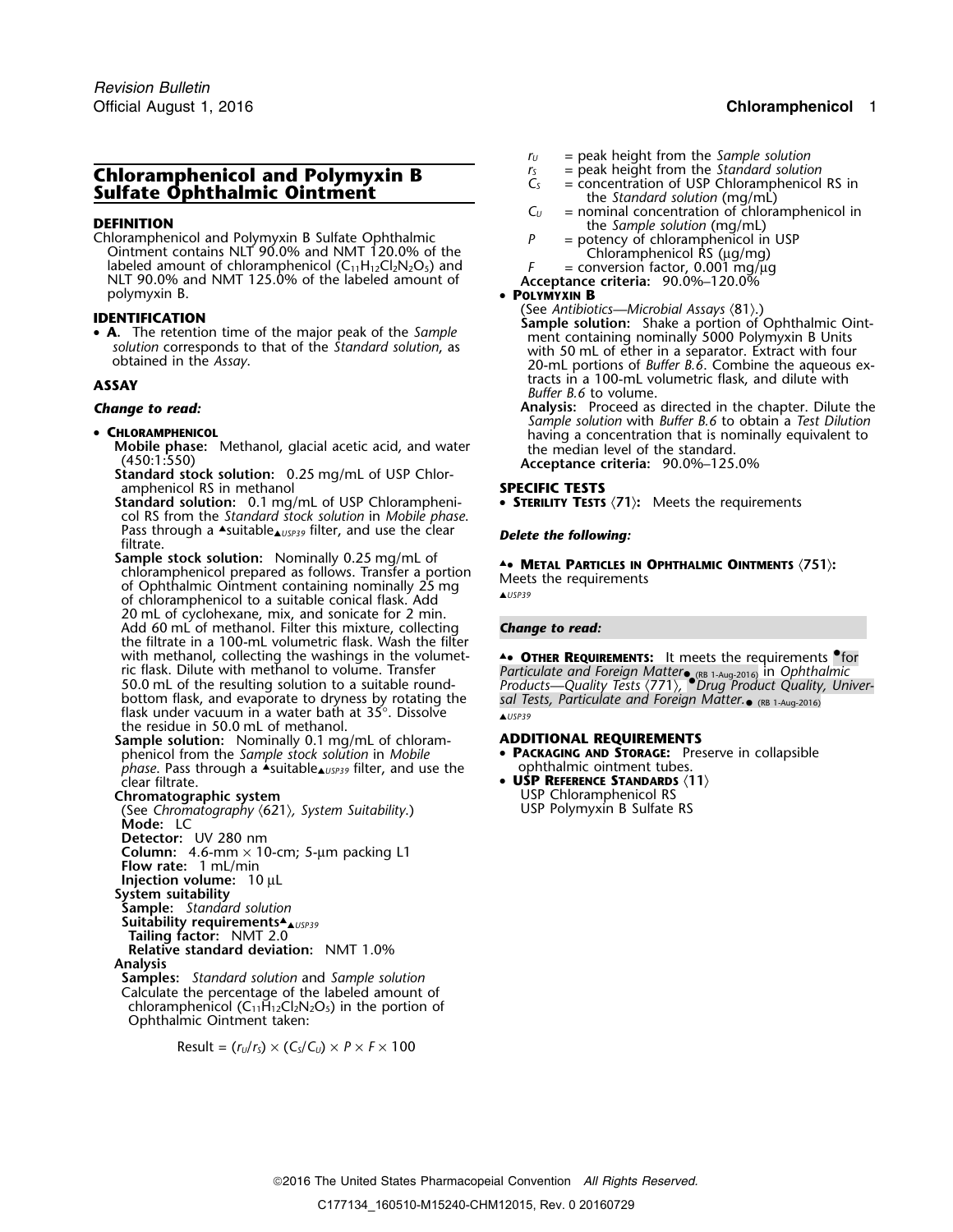# Chloramphenicol and Polymyxin B Sulfate Ophthalmic Ointment

## DEFINITION

Chloramphenicol and Polymyxin B Sulfate Ophthalmic Ointment contains NLT 90.0% and NMT 120.0% of the labeled amount of chloramphenicol ($C_{11}H_{12}Cl_2N_2O_5$) and NLT 90.0% and NMT 125.0% of the labeled amount of polymyxin B.

## IDENTIFICATION

- **A.** The retention time of the major peak of the *Sample solution* corresponds to that of the *Standard solution*, as obtained in the *Assay*.

## ASSAY

***Change to read:***

- **CHLORAMPHENICOL**

  **Mobile phase:** Methanol, glacial acetic acid, and water (450:1:550)

  **Standard stock solution:** 0.25 mg/mL of USP Chloramphenicol RS in methanol

  **Standard solution:** 0.1 mg/mL of USP Chloramphenicol RS from the *Standard stock solution* in *Mobile phase*. Pass through a ▲suitable▲USP39 filter, and use the clear filtrate.

  **Sample stock solution:** Nominally 0.25 mg/mL of chloramphenicol prepared as follows. Transfer a portion of Ophthalmic Ointment containing nominally 25 mg of chloramphenicol to a suitable conical flask. Add 20 mL of cyclohexane, mix, and sonicate for 2 min. Add 60 mL of methanol. Filter this mixture, collecting the filtrate in a 100-mL volumetric flask. Wash the filter with methanol, collecting the washings in the volumetric flask. Dilute with methanol to volume. Transfer 50.0 mL of the resulting solution to a suitable round-bottom flask, and evaporate to dryness by rotating the flask under vacuum in a water bath at 35°. Dissolve the residue in 50.0 mL of methanol.

  **Sample solution:** Nominally 0.1 mg/mL of chloramphenicol from the *Sample stock solution* in *Mobile phase*. Pass through a ▲suitable▲USP39 filter, and use the clear filtrate.

  **Chromatographic system**

  (See *Chromatography* ⟨621⟩, *System Suitability*.)

  **Mode:** LC

  **Detector:** UV 280 nm

  **Column:** 4.6-mm × 10-cm; 5-µm packing L1

  **Flow rate:** 1 mL/min

  **Injection volume:** 10 µL

  **System suitability**

  **Sample:** *Standard solution*

  **Suitability requirements**▲▲USP39

  **Tailing factor:** NMT 2.0

  **Relative standard deviation:** NMT 1.0%

  **Analysis**

  **Samples:** *Standard solution* and *Sample solution*

  Calculate the percentage of the labeled amount of chloramphenicol ($C_{11}H_{12}Cl_2N_2O_5$) in the portion of Ophthalmic Ointment taken:

  $$\text{Result} = (r_U/r_S) \times (C_S/C_U) \times P \times F \times 100$$

  $r_U$ = peak height from the *Sample solution*

  $r_S$ = peak height from the *Standard solution*

  $C_S$ = concentration of USP Chloramphenicol RS in the *Standard solution* (mg/mL)

  $C_U$ = nominal concentration of chloramphenicol in the *Sample solution* (mg/mL)

  $P$ = potency of chloramphenicol in USP Chloramphenicol RS (µg/mg)

  $F$ = conversion factor, 0.001 mg/µg

  **Acceptance criteria:** 90.0%–120.0%

- **POLYMYXIN B**

  (See *Antibiotics—Microbial Assays* ⟨81⟩.)

  **Sample solution:** Shake a portion of Ophthalmic Ointment containing nominally 5000 Polymyxin B Units with 50 mL of ether in a separator. Extract with four 20-mL portions of *Buffer B.6*. Combine the aqueous extracts in a 100-mL volumetric flask, and dilute with *Buffer B.6* to volume.

  **Analysis:** Proceed as directed in the chapter. Dilute the *Sample solution* with *Buffer B.6* to obtain a *Test Dilution* having a concentration that is nominally equivalent to the median level of the standard.

  **Acceptance criteria:** 90.0%–125.0%

## SPECIFIC TESTS

- **STERILITY TESTS** ⟨71⟩**:** Meets the requirements

***Delete the following:***

▲• **METAL PARTICLES IN OPHTHALMIC OINTMENTS** ⟨751⟩**:** Meets the requirements
▲USP39

***Change to read:***

▲• **OTHER REQUIREMENTS:** It meets the requirements •for *Particulate and Foreign Matter*• (RB 1-Aug-2016) in *Ophthalmic Products—Quality Tests* ⟨771⟩, •*Drug Product Quality, Universal Tests, Particulate and Foreign Matter*.• (RB 1-Aug-2016)
▲USP39

## ADDITIONAL REQUIREMENTS

- **PACKAGING AND STORAGE:** Preserve in collapsible ophthalmic ointment tubes.
- **USP REFERENCE STANDARDS** ⟨11⟩

  USP Chloramphenicol RS

  USP Polymyxin B Sulfate RS